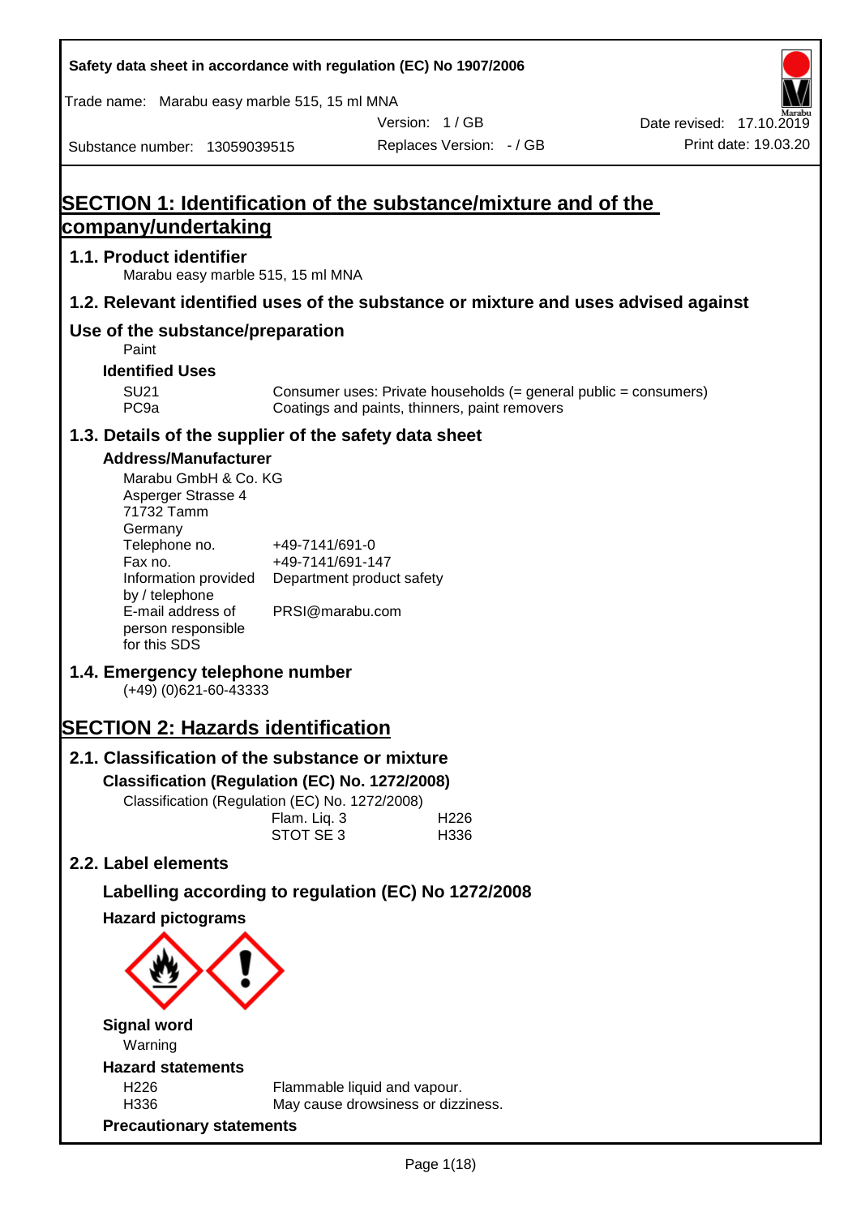**Safety data sheet in accordance with regulation (EC) No 1907/2006**

Trade name: Marabu easy marble 515, 15 ml MNA

Version: 1 / GB

Date revised: 17.10.2019

Substance number: 13059039515

Replaces Version: - / GB

Print date: 19.03.20

# SECTION 1: Identification of the substance/mixture and of the company/undertaking

## 1.1. Product identifier

Marabu easy marble 515, 15 ml MNA

## 1.2. Relevant identified uses of the substance or mixture and uses advised against

## Use of the substance/preparation

Paint

### Identified Uses

| | |
|---|---|
| SU21 | Consumer uses: Private households (= general public = consumers) |
| PC9a | Coatings and paints, thinners, paint removers |

## 1.3. Details of the supplier of the safety data sheet

### Address/Manufacturer

Marabu GmbH & Co. KG
Asperger Strasse 4
71732 Tamm
Germany

| | |
|---|---|
| Telephone no. | +49-7141/691-0 |
| Fax no. | +49-7141/691-147 |
| Information provided by / telephone | Department product safety |
| E-mail address of person responsible for this SDS | PRSI@marabu.com |

## 1.4. Emergency telephone number

(+49) (0)621-60-43333

# SECTION 2: Hazards identification

## 2.1. Classification of the substance or mixture

### Classification (Regulation (EC) No. 1272/2008)

Classification (Regulation (EC) No. 1272/2008)

| | |
|---|---|
| Flam. Liq. 3 | H226 |
| STOT SE 3 | H336 |

## 2.2. Label elements

### Labelling according to regulation (EC) No 1272/2008

### Hazard pictograms

### Signal word

Warning

### Hazard statements

| | |
|---|---|
| H226 | Flammable liquid and vapour. |
| H336 | May cause drowsiness or dizziness. |

### Precautionary statements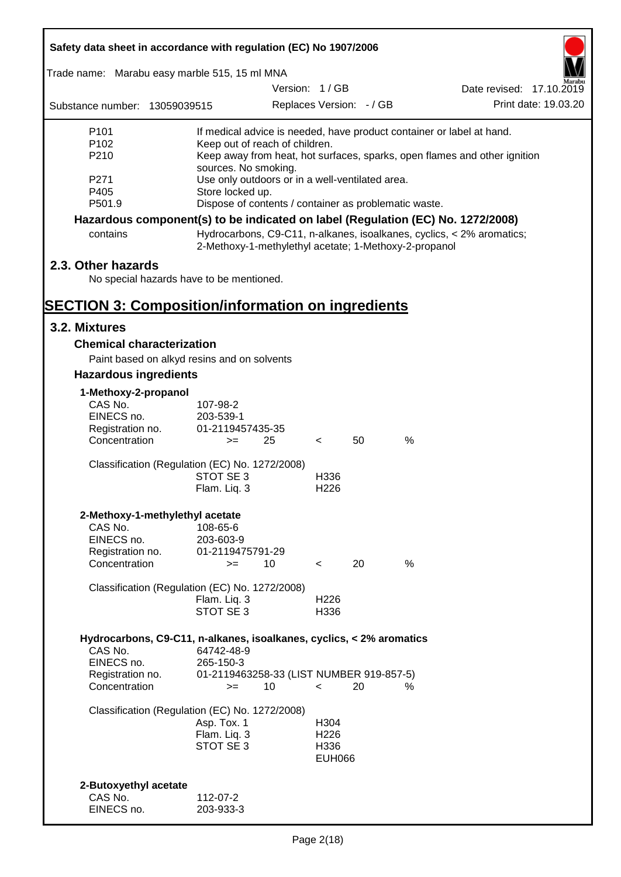| | |
|---|---|
| P101 | If medical advice is needed, have product container or label at hand. |
| P102 | Keep out of reach of children. |
| P210 | Keep away from heat, hot surfaces, sparks, open flames and other ignition sources. No smoking. |
| P271 | Use only outdoors or in a well-ventilated area. |
| P405 | Store locked up. |
| P501.9 | Dispose of contents / container as problematic waste. |

**Hazardous component(s) to be indicated on label (Regulation (EC) No. 1272/2008)**

| | |
|---|---|
| contains | Hydrocarbons, C9-C11, n-alkanes, isoalkanes, cyclics, < 2% aromatics; 2-Methoxy-1-methylethyl acetate; 1-Methoxy-2-propanol |

## 2.3. Other hazards

No special hazards have to be mentioned.

# SECTION 3: Composition/information on ingredients

## 3.2. Mixtures

### Chemical characterization

Paint based on alkyd resins and on solvents

### Hazardous ingredients

**1-Methoxy-2-propanol**

| | | | | | |
|---|---|---|---|---|---|
| CAS No. | 107-98-2 | | | | |
| EINECS no. | 203-539-1 | | | | |
| Registration no. | 01-2119457435-35 | | | | |
| Concentration | >= | 25 | < | 50 | % |

Classification (Regulation (EC) No. 1272/2008)

| | |
|---|---|
| STOT SE 3 | H336 |
| Flam. Liq. 3 | H226 |

**2-Methoxy-1-methylethyl acetate**

| | | | | | |
|---|---|---|---|---|---|
| CAS No. | 108-65-6 | | | | |
| EINECS no. | 203-603-9 | | | | |
| Registration no. | 01-2119475791-29 | | | | |
| Concentration | >= | 10 | < | 20 | % |

Classification (Regulation (EC) No. 1272/2008)

| | |
|---|---|
| Flam. Liq. 3 | H226 |
| STOT SE 3 | H336 |

**Hydrocarbons, C9-C11, n-alkanes, isoalkanes, cyclics, < 2% aromatics**

| | | | | | |
|---|---|---|---|---|---|
| CAS No. | 64742-48-9 | | | | |
| EINECS no. | 265-150-3 | | | | |
| Registration no. | 01-2119463258-33 (LIST NUMBER 919-857-5) | | | | |
| Concentration | >= | 10 | < | 20 | % |

Classification (Regulation (EC) No. 1272/2008)

| | |
|---|---|
| Asp. Tox. 1 | H304 |
| Flam. Liq. 3 | H226 |
| STOT SE 3 | H336 |
| | EUH066 |

**2-Butoxyethyl acetate**

| | |
|---|---|
| CAS No. | 112-07-2 |
| EINECS no. | 203-933-3 |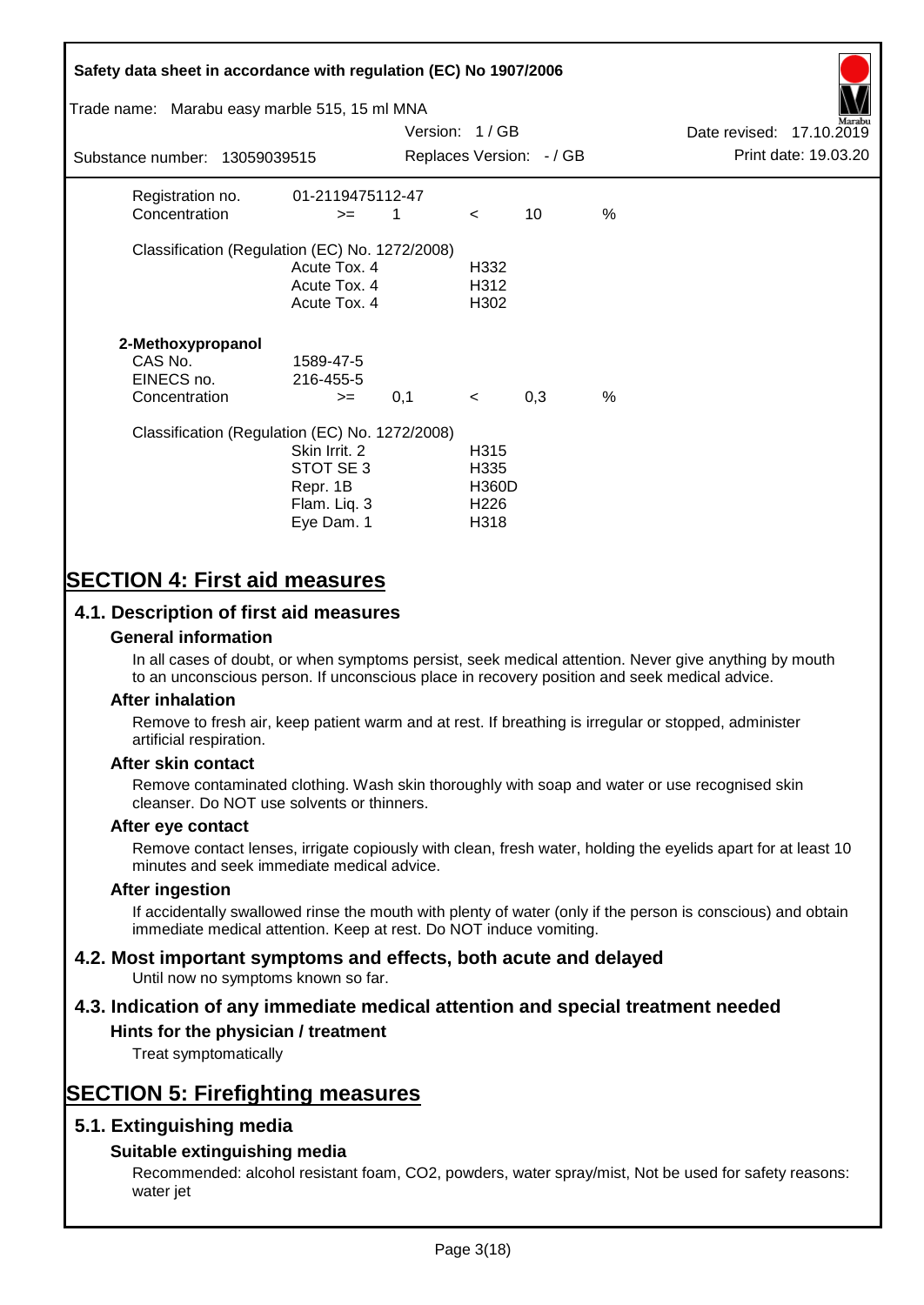| | | | | | |
|---|---|---|---|---|---|
| Registration no. | 01-2119475112-47 | | | | |
| Concentration | >= | 1 | < | 10 | % |

Classification (Regulation (EC) No. 1272/2008)

| | |
|---|---|
| Acute Tox. 4 | H332 |
| Acute Tox. 4 | H312 |
| Acute Tox. 4 | H302 |

**2-Methoxypropanol**

| | | | | | |
|---|---|---|---|---|---|
| CAS No. | 1589-47-5 | | | | |
| EINECS no. | 216-455-5 | | | | |
| Concentration | >= | 0,1 | < | 0,3 | % |

Classification (Regulation (EC) No. 1272/2008)

| | |
|---|---|
| Skin Irrit. 2 | H315 |
| STOT SE 3 | H335 |
| Repr. 1B | H360D |
| Flam. Liq. 3 | H226 |
| Eye Dam. 1 | H318 |

# SECTION 4: First aid measures

## 4.1. Description of first aid measures

### General information

In all cases of doubt, or when symptoms persist, seek medical attention. Never give anything by mouth to an unconscious person. If unconscious place in recovery position and seek medical advice.

### After inhalation

Remove to fresh air, keep patient warm and at rest. If breathing is irregular or stopped, administer artificial respiration.

### After skin contact

Remove contaminated clothing. Wash skin thoroughly with soap and water or use recognised skin cleanser. Do NOT use solvents or thinners.

### After eye contact

Remove contact lenses, irrigate copiously with clean, fresh water, holding the eyelids apart for at least 10 minutes and seek immediate medical advice.

### After ingestion

If accidentally swallowed rinse the mouth with plenty of water (only if the person is conscious) and obtain immediate medical attention. Keep at rest. Do NOT induce vomiting.

## 4.2. Most important symptoms and effects, both acute and delayed

Until now no symptoms known so far.

## 4.3. Indication of any immediate medical attention and special treatment needed

### Hints for the physician / treatment

Treat symptomatically

# SECTION 5: Firefighting measures

## 5.1. Extinguishing media

### Suitable extinguishing media

Recommended: alcohol resistant foam, CO2, powders, water spray/mist, Not be used for safety reasons: water jet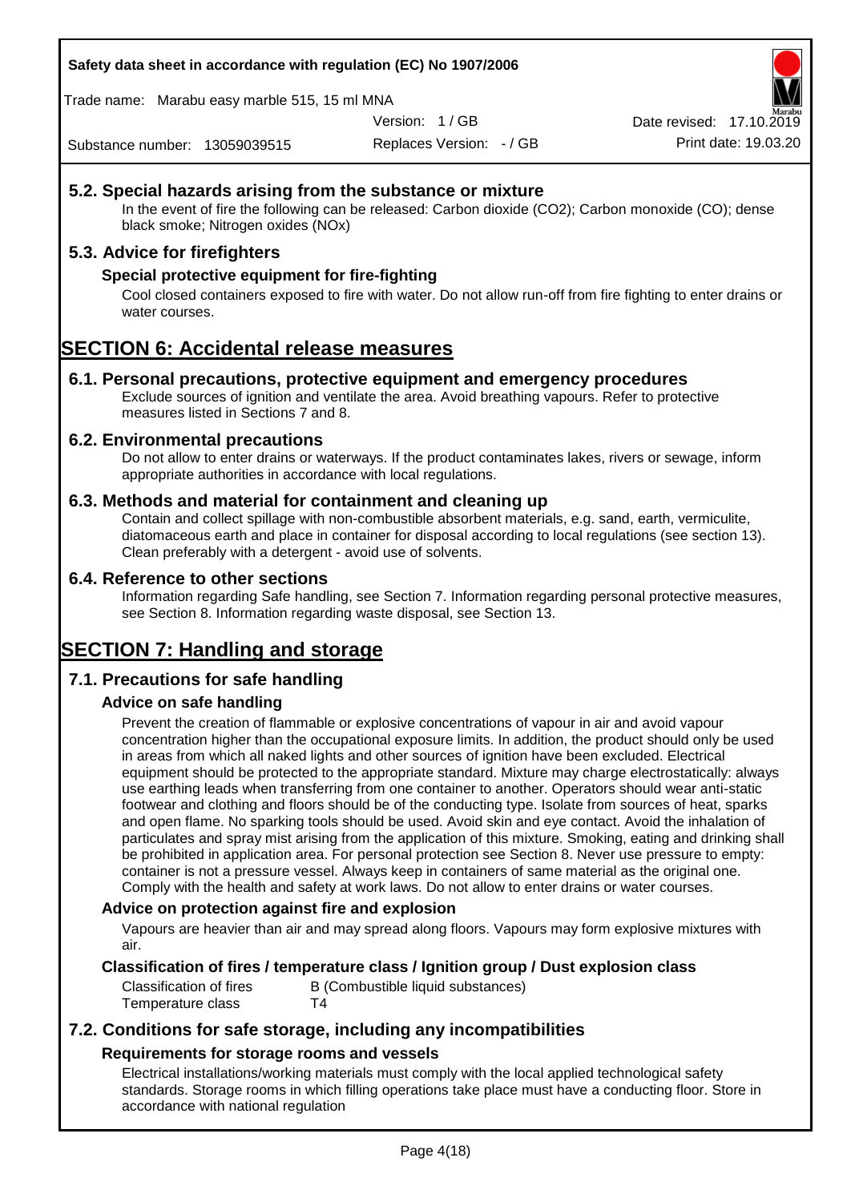## 5.2. Special hazards arising from the substance or mixture

In the event of fire the following can be released: Carbon dioxide ($CO_2$); Carbon monoxide (CO); dense black smoke; Nitrogen oxides (NOx)

## 5.3. Advice for firefighters

### Special protective equipment for fire-fighting

Cool closed containers exposed to fire with water. Do not allow run-off from fire fighting to enter drains or water courses.

# SECTION 6: Accidental release measures

## 6.1. Personal precautions, protective equipment and emergency procedures

Exclude sources of ignition and ventilate the area. Avoid breathing vapours. Refer to protective measures listed in Sections 7 and 8.

## 6.2. Environmental precautions

Do not allow to enter drains or waterways. If the product contaminates lakes, rivers or sewage, inform appropriate authorities in accordance with local regulations.

## 6.3. Methods and material for containment and cleaning up

Contain and collect spillage with non-combustible absorbent materials, e.g. sand, earth, vermiculite, diatomaceous earth and place in container for disposal according to local regulations (see section 13). Clean preferably with a detergent - avoid use of solvents.

## 6.4. Reference to other sections

Information regarding Safe handling, see Section 7. Information regarding personal protective measures, see Section 8. Information regarding waste disposal, see Section 13.

# SECTION 7: Handling and storage

## 7.1. Precautions for safe handling

### Advice on safe handling

Prevent the creation of flammable or explosive concentrations of vapour in air and avoid vapour concentration higher than the occupational exposure limits. In addition, the product should only be used in areas from which all naked lights and other sources of ignition have been excluded. Electrical equipment should be protected to the appropriate standard. Mixture may charge electrostatically: always use earthing leads when transferring from one container to another. Operators should wear anti-static footwear and clothing and floors should be of the conducting type. Isolate from sources of heat, sparks and open flame. No sparking tools should be used. Avoid skin and eye contact. Avoid the inhalation of particulates and spray mist arising from the application of this mixture. Smoking, eating and drinking shall be prohibited in application area. For personal protection see Section 8. Never use pressure to empty: container is not a pressure vessel. Always keep in containers of same material as the original one. Comply with the health and safety at work laws. Do not allow to enter drains or water courses.

### Advice on protection against fire and explosion

Vapours are heavier than air and may spread along floors. Vapours may form explosive mixtures with air.

### Classification of fires / temperature class / Ignition group / Dust explosion class

| | |
|---|---|
| Classification of fires | B (Combustible liquid substances) |
| Temperature class | T4 |

## 7.2. Conditions for safe storage, including any incompatibilities

### Requirements for storage rooms and vessels

Electrical installations/working materials must comply with the local applied technological safety standards. Storage rooms in which filling operations take place must have a conducting floor. Store in accordance with national regulation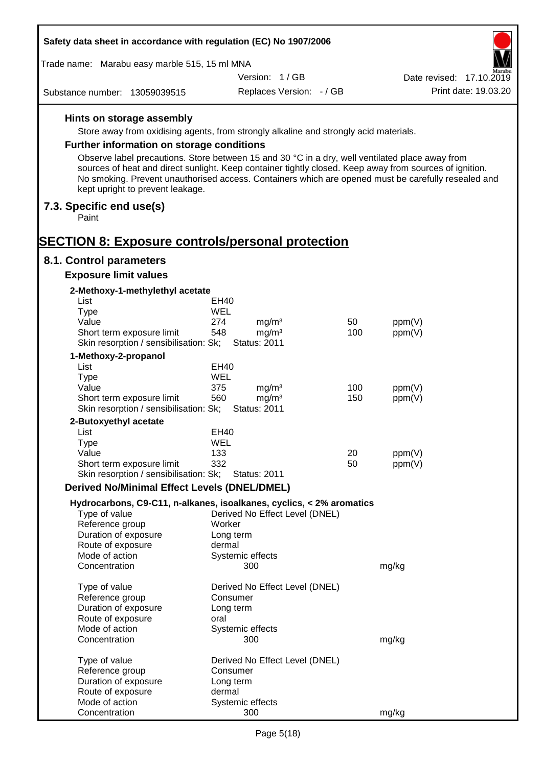#### Hints on storage assembly

Store away from oxidising agents, from strongly alkaline and strongly acid materials.

#### Further information on storage conditions

Observe label precautions. Store between 15 and 30 °C in a dry, well ventilated place away from sources of heat and direct sunlight. Keep container tightly closed. Keep away from sources of ignition. No smoking. Prevent unauthorised access. Containers which are opened must be carefully resealed and kept upright to prevent leakage.

### 7.3. Specific end use(s)

Paint

## SECTION 8: Exposure controls/personal protection

### 8.1. Control parameters

#### Exposure limit values

**2-Methoxy-1-methylethyl acetate**

| | | | | |
|---|---|---|---|---|
| List | EH40 | | | |
| Type | WEL | | | |
| Value | 274 | mg/m³ | 50 | ppm(V) |
| Short term exposure limit | 548 | mg/m³ | 100 | ppm(V) |
| Skin resorption / sensibilisation: Sk; | Status: 2011 | | | |

**1-Methoxy-2-propanol**

| | | | | |
|---|---|---|---|---|
| List | EH40 | | | |
| Type | WEL | | | |
| Value | 375 | mg/m³ | 100 | ppm(V) |
| Short term exposure limit | 560 | mg/m³ | 150 | ppm(V) |
| Skin resorption / sensibilisation: Sk; | Status: 2011 | | | |

**2-Butoxyethyl acetate**

| | | | | |
|---|---|---|---|---|
| List | EH40 | | | |
| Type | WEL | | | |
| Value | 133 | | 20 | ppm(V) |
| Short term exposure limit | 332 | | 50 | ppm(V) |
| Skin resorption / sensibilisation: Sk; | Status: 2011 | | | |

#### Derived No/Minimal Effect Levels (DNEL/DMEL)

**Hydrocarbons, C9-C11, n-alkanes, isoalkanes, cyclics, < 2% aromatics**

| | | |
|---|---|---|
| Type of value | Derived No Effect Level (DNEL) | |
| Reference group | Worker | |
| Duration of exposure | Long term | |
| Route of exposure | dermal | |
| Mode of action | Systemic effects | |
| Concentration | 300 | mg/kg |

| | | |
|---|---|---|
| Type of value | Derived No Effect Level (DNEL) | |
| Reference group | Consumer | |
| Duration of exposure | Long term | |
| Route of exposure | oral | |
| Mode of action | Systemic effects | |
| Concentration | 300 | mg/kg |

| | | |
|---|---|---|
| Type of value | Derived No Effect Level (DNEL) | |
| Reference group | Consumer | |
| Duration of exposure | Long term | |
| Route of exposure | dermal | |
| Mode of action | Systemic effects | |
| Concentration | 300 | mg/kg |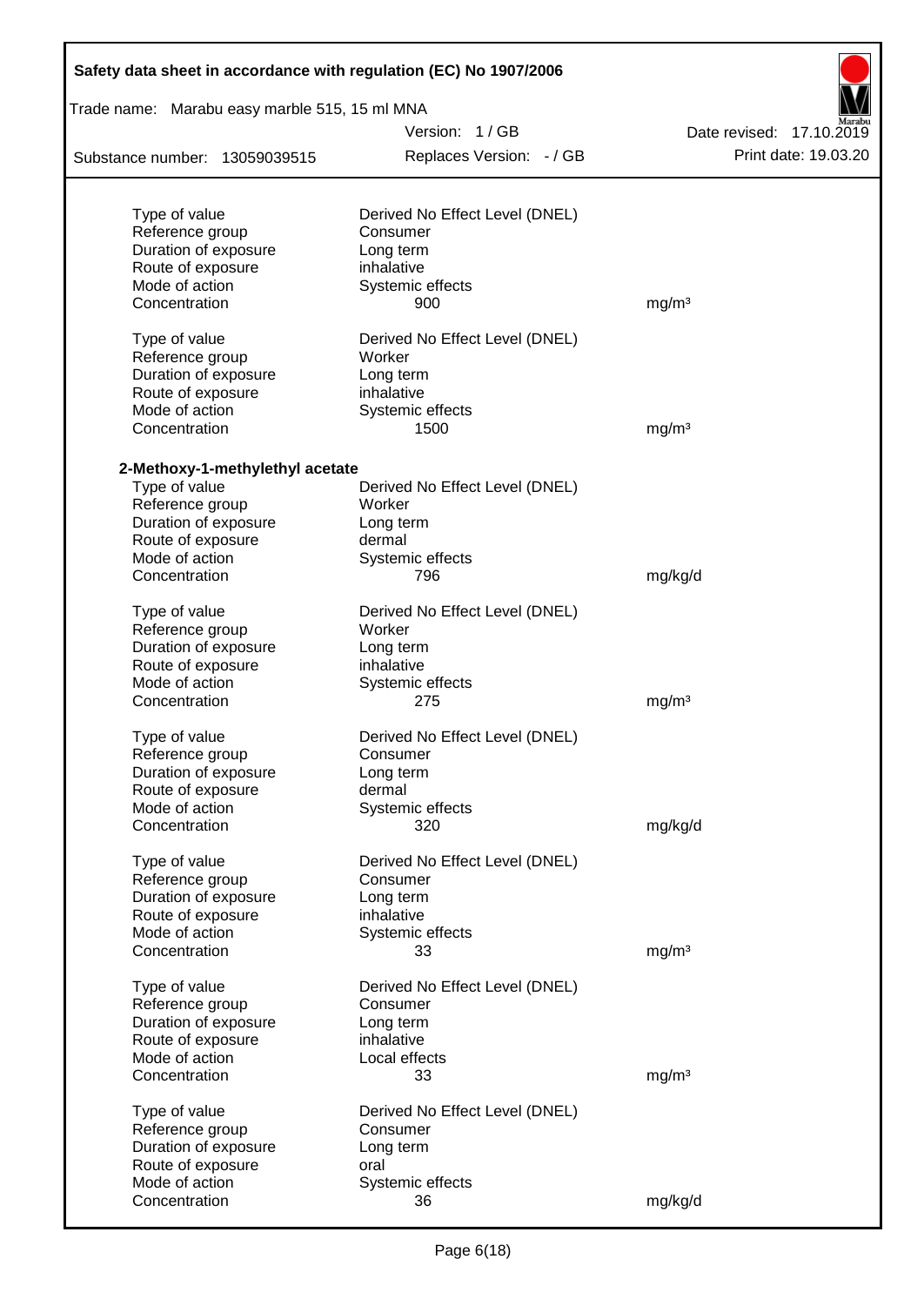| | | |
|---|---|---|
| Type of value | Derived No Effect Level (DNEL) | |
| Reference group | Consumer | |
| Duration of exposure | Long term | |
| Route of exposure | inhalative | |
| Mode of action | Systemic effects | |
| Concentration | 900 | mg/m³ |
| | | |
| Type of value | Derived No Effect Level (DNEL) | |
| Reference group | Worker | |
| Duration of exposure | Long term | |
| Route of exposure | inhalative | |
| Mode of action | Systemic effects | |
| Concentration | 1500 | mg/m³ |

**2-Methoxy-1-methylethyl acetate**

| | | |
|---|---|---|
| Type of value | Derived No Effect Level (DNEL) | |
| Reference group | Worker | |
| Duration of exposure | Long term | |
| Route of exposure | dermal | |
| Mode of action | Systemic effects | |
| Concentration | 796 | mg/kg/d |
| | | |
| Type of value | Derived No Effect Level (DNEL) | |
| Reference group | Worker | |
| Duration of exposure | Long term | |
| Route of exposure | inhalative | |
| Mode of action | Systemic effects | |
| Concentration | 275 | mg/m³ |
| | | |
| Type of value | Derived No Effect Level (DNEL) | |
| Reference group | Consumer | |
| Duration of exposure | Long term | |
| Route of exposure | dermal | |
| Mode of action | Systemic effects | |
| Concentration | 320 | mg/kg/d |
| | | |
| Type of value | Derived No Effect Level (DNEL) | |
| Reference group | Consumer | |
| Duration of exposure | Long term | |
| Route of exposure | inhalative | |
| Mode of action | Systemic effects | |
| Concentration | 33 | mg/m³ |
| | | |
| Type of value | Derived No Effect Level (DNEL) | |
| Reference group | Consumer | |
| Duration of exposure | Long term | |
| Route of exposure | inhalative | |
| Mode of action | Local effects | |
| Concentration | 33 | mg/m³ |
| | | |
| Type of value | Derived No Effect Level (DNEL) | |
| Reference group | Consumer | |
| Duration of exposure | Long term | |
| Route of exposure | oral | |
| Mode of action | Systemic effects | |
| Concentration | 36 | mg/kg/d |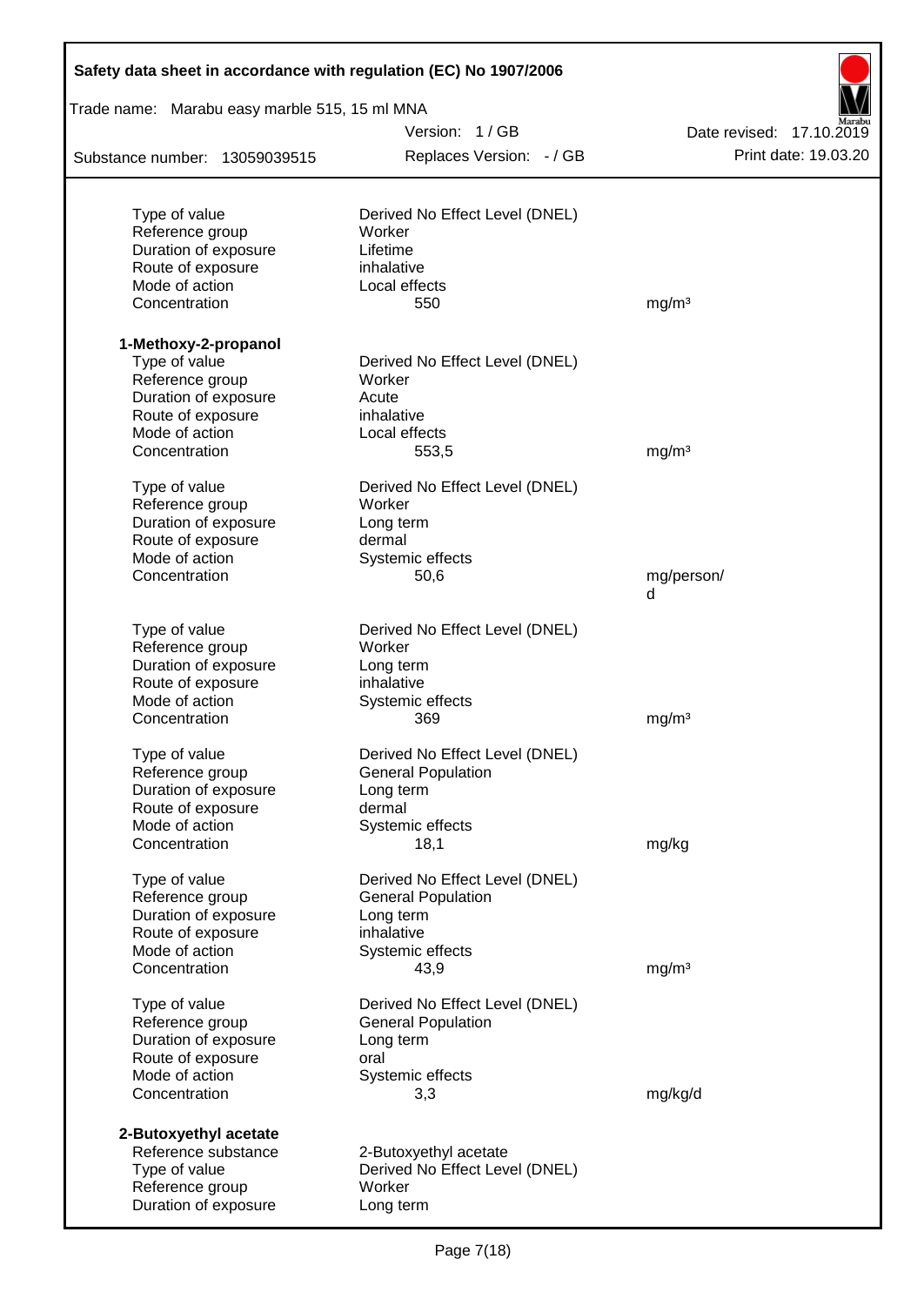| | | |
|---|---|---|
| Type of value | Derived No Effect Level (DNEL) | |
| Reference group | Worker | |
| Duration of exposure | Lifetime | |
| Route of exposure | inhalative | |
| Mode of action | Local effects | |
| Concentration | 550 | mg/m³ |

**1-Methoxy-2-propanol**

| | | |
|---|---|---|
| Type of value | Derived No Effect Level (DNEL) | |
| Reference group | Worker | |
| Duration of exposure | Acute | |
| Route of exposure | inhalative | |
| Mode of action | Local effects | |
| Concentration | 553,5 | mg/m³ |

| | | |
|---|---|---|
| Type of value | Derived No Effect Level (DNEL) | |
| Reference group | Worker | |
| Duration of exposure | Long term | |
| Route of exposure | dermal | |
| Mode of action | Systemic effects | |
| Concentration | 50,6 | mg/person/d |

| | | |
|---|---|---|
| Type of value | Derived No Effect Level (DNEL) | |
| Reference group | Worker | |
| Duration of exposure | Long term | |
| Route of exposure | inhalative | |
| Mode of action | Systemic effects | |
| Concentration | 369 | mg/m³ |

| | | |
|---|---|---|
| Type of value | Derived No Effect Level (DNEL) | |
| Reference group | General Population | |
| Duration of exposure | Long term | |
| Route of exposure | dermal | |
| Mode of action | Systemic effects | |
| Concentration | 18,1 | mg/kg |

| | | |
|---|---|---|
| Type of value | Derived No Effect Level (DNEL) | |
| Reference group | General Population | |
| Duration of exposure | Long term | |
| Route of exposure | inhalative | |
| Mode of action | Systemic effects | |
| Concentration | 43,9 | mg/m³ |

| | | |
|---|---|---|
| Type of value | Derived No Effect Level (DNEL) | |
| Reference group | General Population | |
| Duration of exposure | Long term | |
| Route of exposure | oral | |
| Mode of action | Systemic effects | |
| Concentration | 3,3 | mg/kg/d |

**2-Butoxyethyl acetate**

| | |
|---|---|
| Reference substance | 2-Butoxyethyl acetate |
| Type of value | Derived No Effect Level (DNEL) |
| Reference group | Worker |
| Duration of exposure | Long term |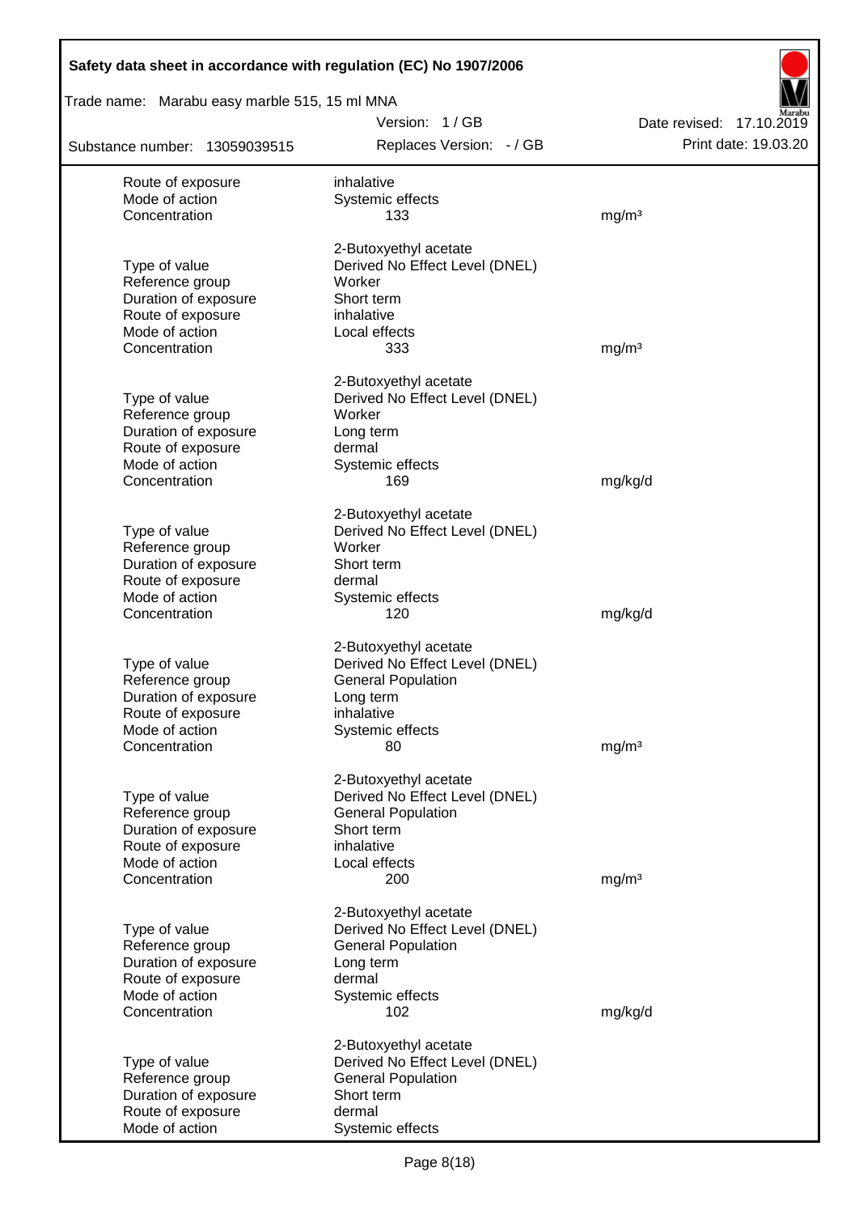| | | |
|---|---|---|
| Route of exposure | inhalative | |
| Mode of action | Systemic effects | |
| Concentration | 133 | mg/m³ |
| | 2-Butoxyethyl acetate | |
| Type of value | Derived No Effect Level (DNEL) | |
| Reference group | Worker | |
| Duration of exposure | Short term | |
| Route of exposure | inhalative | |
| Mode of action | Local effects | |
| Concentration | 333 | mg/m³ |
| | 2-Butoxyethyl acetate | |
| Type of value | Derived No Effect Level (DNEL) | |
| Reference group | Worker | |
| Duration of exposure | Long term | |
| Route of exposure | dermal | |
| Mode of action | Systemic effects | |
| Concentration | 169 | mg/kg/d |
| | 2-Butoxyethyl acetate | |
| Type of value | Derived No Effect Level (DNEL) | |
| Reference group | Worker | |
| Duration of exposure | Short term | |
| Route of exposure | dermal | |
| Mode of action | Systemic effects | |
| Concentration | 120 | mg/kg/d |
| | 2-Butoxyethyl acetate | |
| Type of value | Derived No Effect Level (DNEL) | |
| Reference group | General Population | |
| Duration of exposure | Long term | |
| Route of exposure | inhalative | |
| Mode of action | Systemic effects | |
| Concentration | 80 | mg/m³ |
| | 2-Butoxyethyl acetate | |
| Type of value | Derived No Effect Level (DNEL) | |
| Reference group | General Population | |
| Duration of exposure | Short term | |
| Route of exposure | inhalative | |
| Mode of action | Local effects | |
| Concentration | 200 | mg/m³ |
| | 2-Butoxyethyl acetate | |
| Type of value | Derived No Effect Level (DNEL) | |
| Reference group | General Population | |
| Duration of exposure | Long term | |
| Route of exposure | dermal | |
| Mode of action | Systemic effects | |
| Concentration | 102 | mg/kg/d |
| | 2-Butoxyethyl acetate | |
| Type of value | Derived No Effect Level (DNEL) | |
| Reference group | General Population | |
| Duration of exposure | Short term | |
| Route of exposure | dermal | |
| Mode of action | Systemic effects | |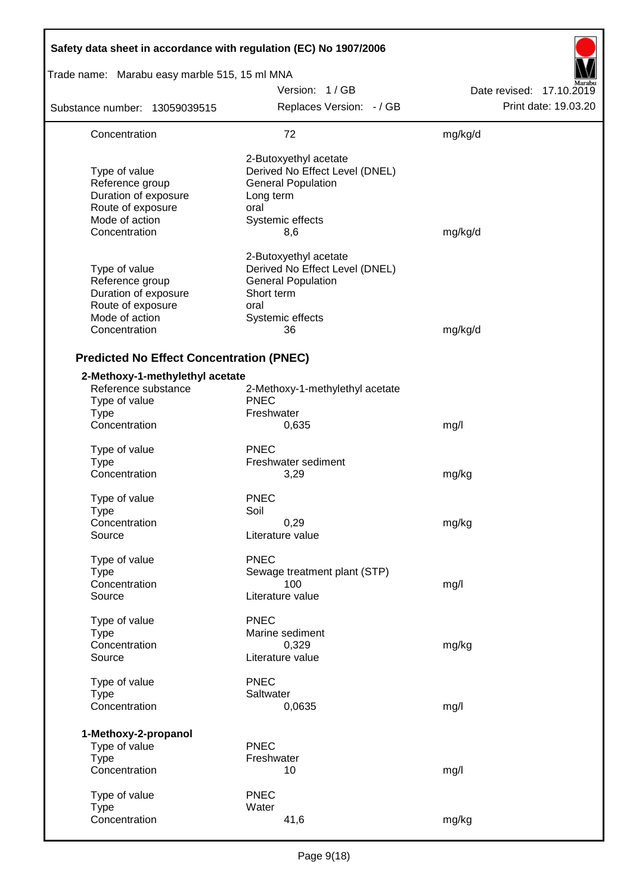| | | |
|---|---|---|
| Concentration | 72 | mg/kg/d |
| | 2-Butoxyethyl acetate | |
| Type of value | Derived No Effect Level (DNEL) | |
| Reference group | General Population | |
| Duration of exposure | Long term | |
| Route of exposure | oral | |
| Mode of action | Systemic effects | |
| Concentration | 8,6 | mg/kg/d |
| | 2-Butoxyethyl acetate | |
| Type of value | Derived No Effect Level (DNEL) | |
| Reference group | General Population | |
| Duration of exposure | Short term | |
| Route of exposure | oral | |
| Mode of action | Systemic effects | |
| Concentration | 36 | mg/kg/d |

### Predicted No Effect Concentration (PNEC)

**2-Methoxy-1-methylethyl acetate**

| | | |
|---|---|---|
| Reference substance | 2-Methoxy-1-methylethyl acetate | |
| Type of value | PNEC | |
| Type | Freshwater | |
| Concentration | 0,635 | mg/l |
| Type of value | PNEC | |
| Type | Freshwater sediment | |
| Concentration | 3,29 | mg/kg |
| Type of value | PNEC | |
| Type | Soil | |
| Concentration | 0,29 | mg/kg |
| Source | Literature value | |
| Type of value | PNEC | |
| Type | Sewage treatment plant (STP) | |
| Concentration | 100 | mg/l |
| Source | Literature value | |
| Type of value | PNEC | |
| Type | Marine sediment | |
| Concentration | 0,329 | mg/kg |
| Source | Literature value | |
| Type of value | PNEC | |
| Type | Saltwater | |
| Concentration | 0,0635 | mg/l |

**1-Methoxy-2-propanol**

| | | |
|---|---|---|
| Type of value | PNEC | |
| Type | Freshwater | |
| Concentration | 10 | mg/l |
| Type of value | PNEC | |
| Type | Water | |
| Concentration | 41,6 | mg/kg |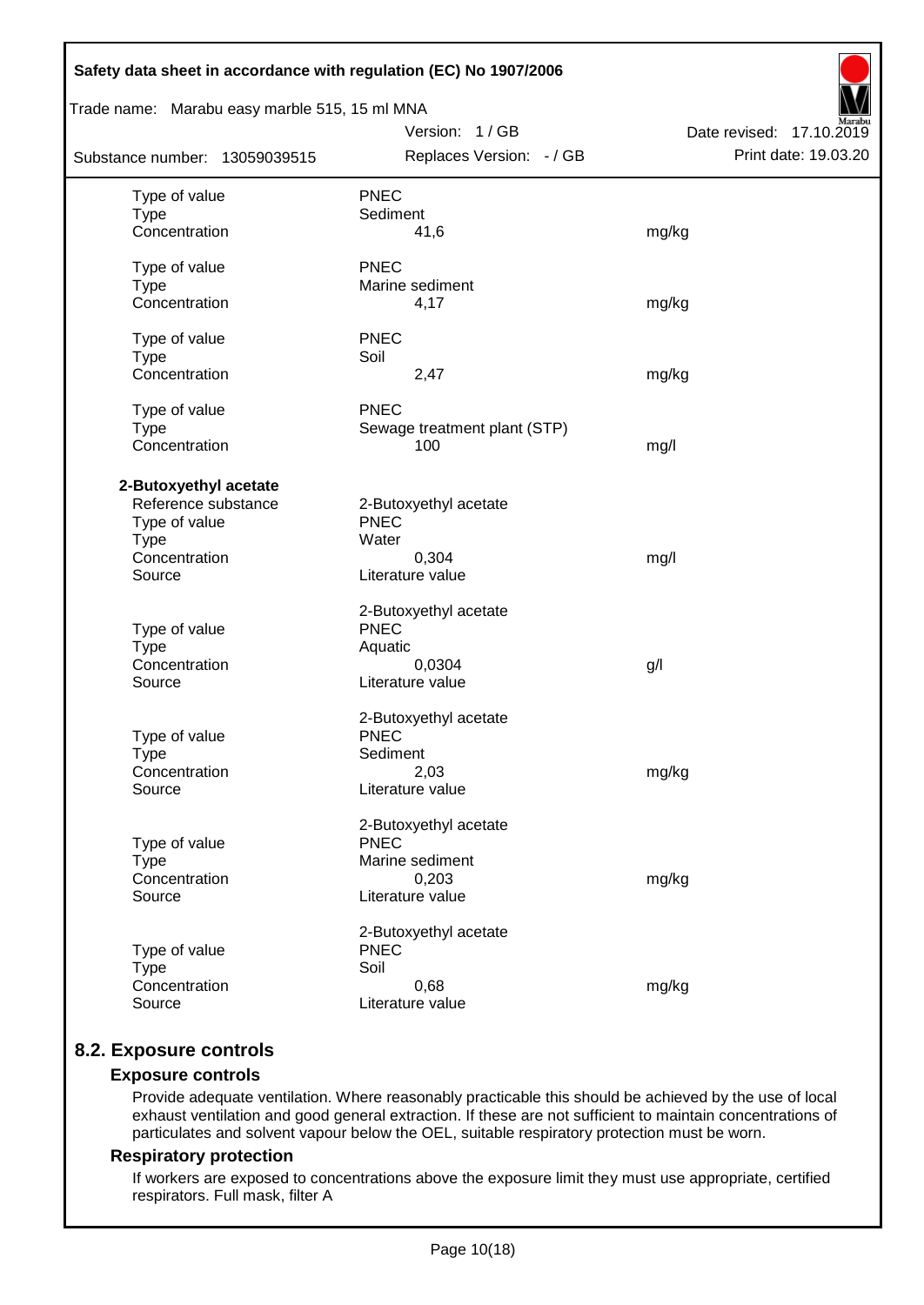| | | |
|---|---|---|
| Type of value | PNEC | |
| Type | Sediment | |
| Concentration | 41,6 | mg/kg |
| | | |
| Type of value | PNEC | |
| Type | Marine sediment | |
| Concentration | 4,17 | mg/kg |
| | | |
| Type of value | PNEC | |
| Type | Soil | |
| Concentration | 2,47 | mg/kg |
| | | |
| Type of value | PNEC | |
| Type | Sewage treatment plant (STP) | |
| Concentration | 100 | mg/l |

**2-Butoxyethyl acetate**

| | | |
|---|---|---|
| Reference substance | 2-Butoxyethyl acetate | |
| Type of value | PNEC | |
| Type | Water | |
| Concentration | 0,304 | mg/l |
| Source | Literature value | |
| | | |
| | 2-Butoxyethyl acetate | |
| Type of value | PNEC | |
| Type | Aquatic | |
| Concentration | 0,0304 | g/l |
| Source | Literature value | |
| | | |
| | 2-Butoxyethyl acetate | |
| Type of value | PNEC | |
| Type | Sediment | |
| Concentration | 2,03 | mg/kg |
| Source | Literature value | |
| | | |
| | 2-Butoxyethyl acetate | |
| Type of value | PNEC | |
| Type | Marine sediment | |
| Concentration | 0,203 | mg/kg |
| Source | Literature value | |
| | | |
| | 2-Butoxyethyl acetate | |
| Type of value | PNEC | |
| Type | Soil | |
| Concentration | 0,68 | mg/kg |
| Source | Literature value | |

## 8.2. Exposure controls

### Exposure controls

Provide adequate ventilation. Where reasonably practicable this should be achieved by the use of local exhaust ventilation and good general extraction. If these are not sufficient to maintain concentrations of particulates and solvent vapour below the OEL, suitable respiratory protection must be worn.

### Respiratory protection

If workers are exposed to concentrations above the exposure limit they must use appropriate, certified respirators. Full mask, filter A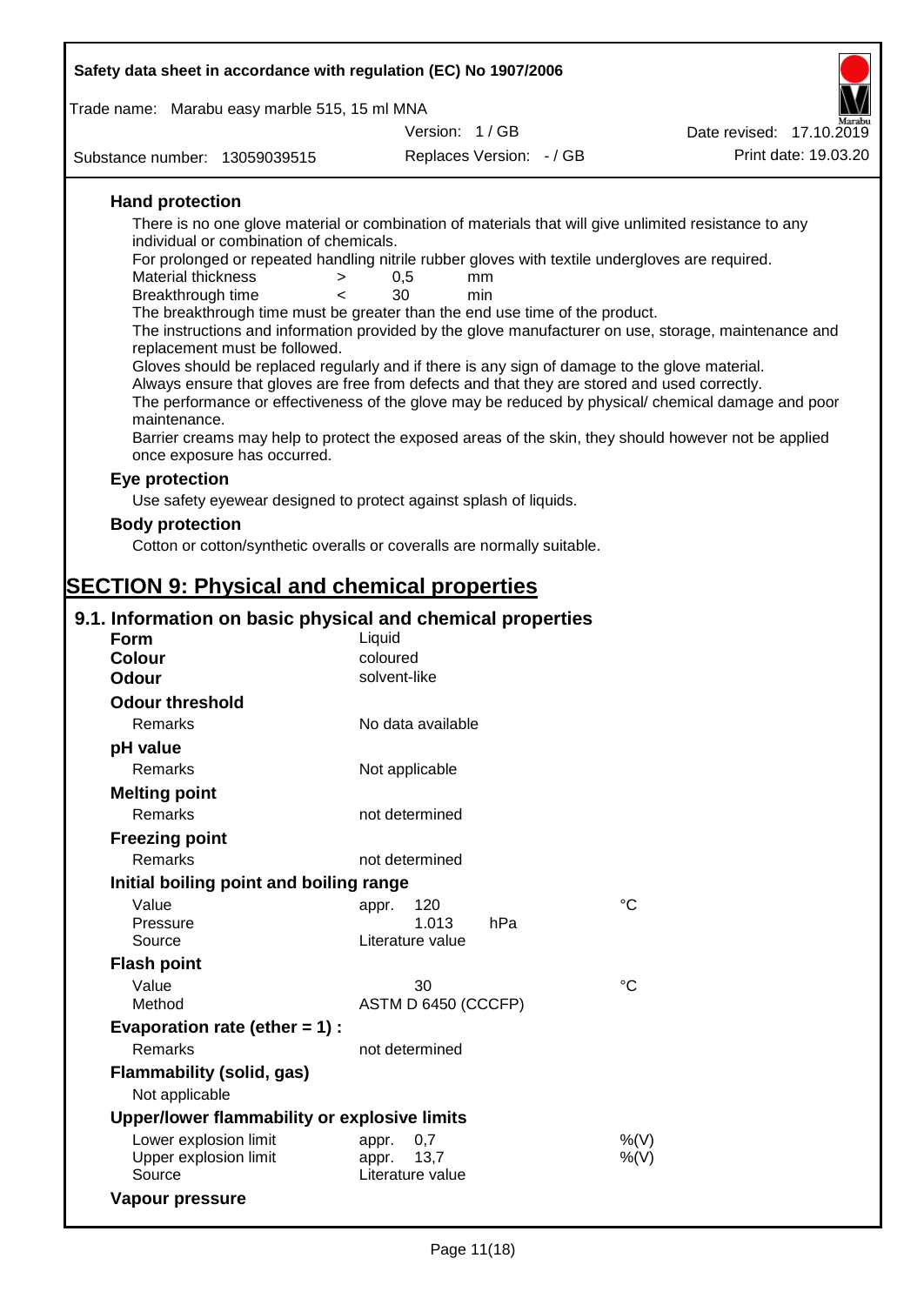### Hand protection

There is no one glove material or combination of materials that will give unlimited resistance to any individual or combination of chemicals.

For prolonged or repeated handling nitrile rubber gloves with textile undergloves are required.

| | | | |
|---|---|---|---|
| Material thickness | > | 0,5 | mm |
| Breakthrough time | < | 30 | min |

The breakthrough time must be greater than the end use time of the product.

The instructions and information provided by the glove manufacturer on use, storage, maintenance and replacement must be followed.

Gloves should be replaced regularly and if there is any sign of damage to the glove material.

Always ensure that gloves are free from defects and that they are stored and used correctly.

The performance or effectiveness of the glove may be reduced by physical/ chemical damage and poor maintenance.

Barrier creams may help to protect the exposed areas of the skin, they should however not be applied once exposure has occurred.

### Eye protection

Use safety eyewear designed to protect against splash of liquids.

### Body protection

Cotton or cotton/synthetic overalls or coveralls are normally suitable.

# SECTION 9: Physical and chemical properties

## 9.1. Information on basic physical and chemical properties

| | | |
|---|---|---|
| **Form** | Liquid | |
| **Colour** | coloured | |
| **Odour** | solvent-like | |
| **Odour threshold** | | |
| Remarks | No data available | |
| **pH value** | | |
| Remarks | Not applicable | |
| **Melting point** | | |
| Remarks | not determined | |
| **Freezing point** | | |
| Remarks | not determined | |
| **Initial boiling point and boiling range** | | |
| Value | appr. 120 | °C |
| Pressure | 1.013 hPa | |
| Source | Literature value | |
| **Flash point** | | |
| Value | 30 | °C |
| Method | ASTM D 6450 (CCCFP) | |
| **Evaporation rate (ether = 1) :** | | |
| Remarks | not determined | |
| **Flammability (solid, gas)** | | |
| Not applicable | | |
| **Upper/lower flammability or explosive limits** | | |
| Lower explosion limit | appr. 0,7 | %(V) |
| Upper explosion limit | appr. 13,7 | %(V) |
| Source | Literature value | |
| **Vapour pressure** | | |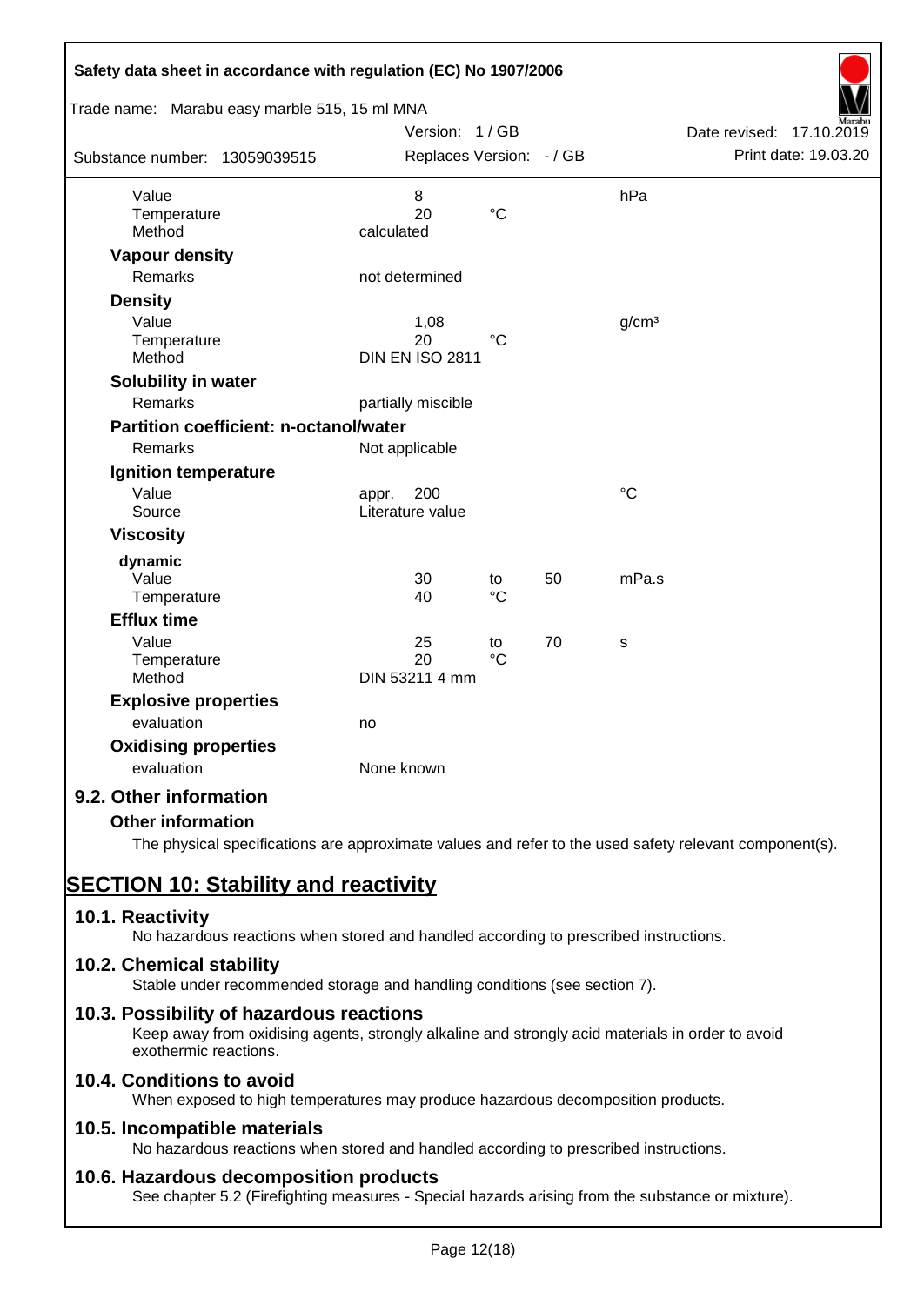| | | | | |
|---|---|---|---|---|
| Value | 8 | | | hPa |
| Temperature | 20 | °C | | |
| Method | calculated | | | |

**Vapour density**

| | |
|---|---|
| Remarks | not determined |

**Density**

| | | | | |
|---|---|---|---|---|
| Value | 1,08 | | | g/cm³ |
| Temperature | 20 | °C | | |
| Method | DIN EN ISO 2811 | | | |

**Solubility in water**

| | |
|---|---|
| Remarks | partially miscible |

**Partition coefficient: n-octanol/water**

| | |
|---|---|
| Remarks | Not applicable |

**Ignition temperature**

| | | |
|---|---|---|
| Value | appr. 200 | °C |
| Source | Literature value | |

**Viscosity**

**dynamic**

| | | | | |
|---|---|---|---|---|
| Value | 30 | to | 50 | mPa.s |
| Temperature | 40 | °C | | |

**Efflux time**

| | | | | |
|---|---|---|---|---|
| Value | 25 | to | 70 | s |
| Temperature | 20 | °C | | |
| Method | DIN 53211 4 mm | | | |

**Explosive properties**

| | |
|---|---|
| evaluation | no |

**Oxidising properties**

| | |
|---|---|
| evaluation | None known |

## 9.2. Other information

**Other information**

The physical specifications are approximate values and refer to the used safety relevant component(s).

# SECTION 10: Stability and reactivity

## 10.1. Reactivity

No hazardous reactions when stored and handled according to prescribed instructions.

## 10.2. Chemical stability

Stable under recommended storage and handling conditions (see section 7).

## 10.3. Possibility of hazardous reactions

Keep away from oxidising agents, strongly alkaline and strongly acid materials in order to avoid exothermic reactions.

## 10.4. Conditions to avoid

When exposed to high temperatures may produce hazardous decomposition products.

## 10.5. Incompatible materials

No hazardous reactions when stored and handled according to prescribed instructions.

## 10.6. Hazardous decomposition products

See chapter 5.2 (Firefighting measures - Special hazards arising from the substance or mixture).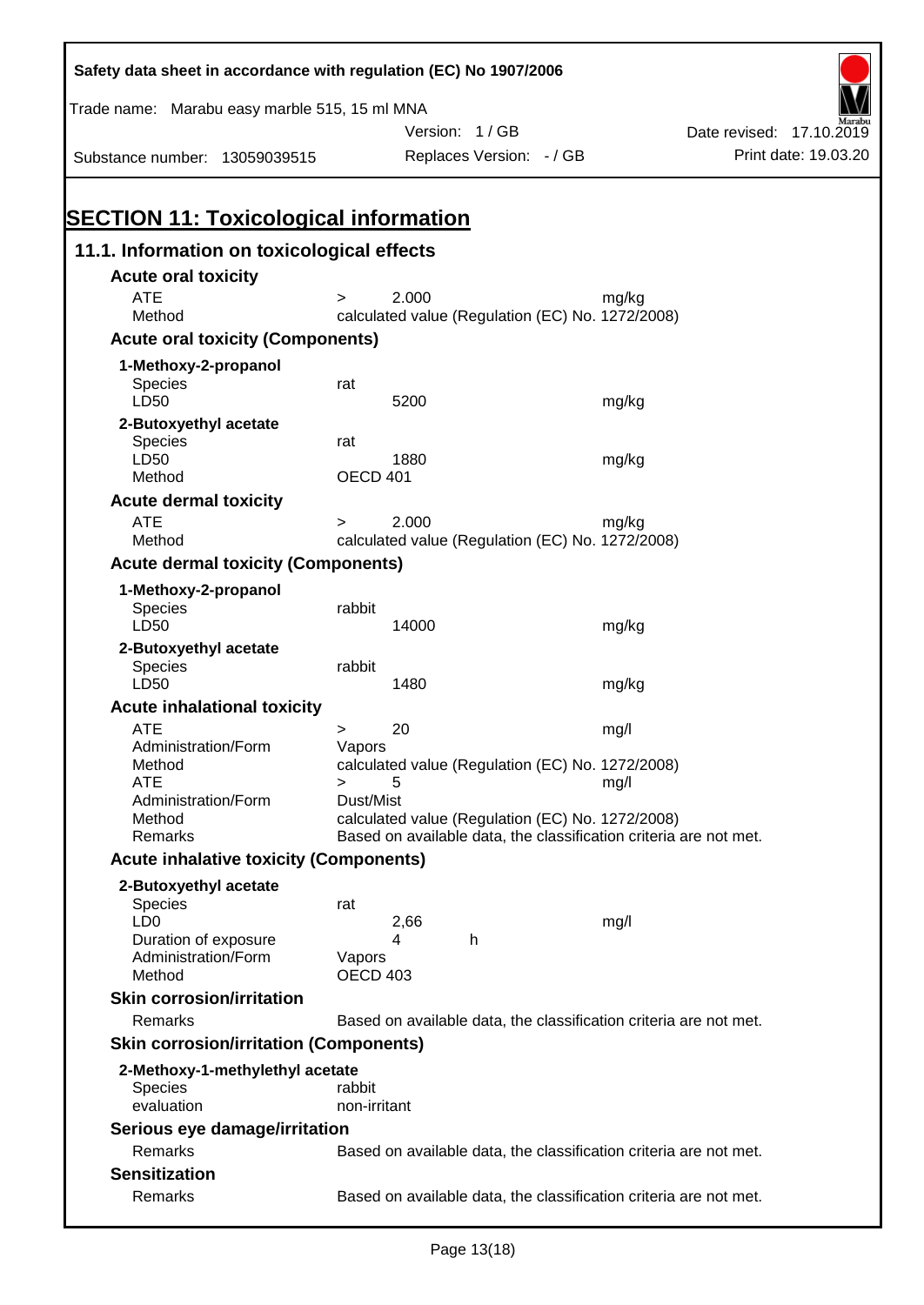# SECTION 11: Toxicological information

## 11.1. Information on toxicological effects

### Acute oral toxicity

| | | | |
|---|---|---|---|
| ATE | > | 2.000 | mg/kg |
| Method | calculated value (Regulation (EC) No. 1272/2008) | | |

### Acute oral toxicity (Components)

**1-Methoxy-2-propanol**

| | | |
|---|---|---|
| Species | rat | |
| LD50 | 5200 | mg/kg |

**2-Butoxyethyl acetate**

| | | |
|---|---|---|
| Species | rat | |
| LD50 | 1880 | mg/kg |
| Method | OECD 401 | |

### Acute dermal toxicity

| | | | |
|---|---|---|---|
| ATE | > | 2.000 | mg/kg |
| Method | calculated value (Regulation (EC) No. 1272/2008) | | |

### Acute dermal toxicity (Components)

**1-Methoxy-2-propanol**

| | | |
|---|---|---|
| Species | rabbit | |
| LD50 | 14000 | mg/kg |

**2-Butoxyethyl acetate**

| | | |
|---|---|---|
| Species | rabbit | |
| LD50 | 1480 | mg/kg |

### Acute inhalational toxicity

| | | | |
|---|---|---|---|
| ATE | > | 20 | mg/l |
| Administration/Form | Vapors | | |
| Method | calculated value (Regulation (EC) No. 1272/2008) | | |
| ATE | > | 5 | mg/l |
| Administration/Form | Dust/Mist | | |
| Method | calculated value (Regulation (EC) No. 1272/2008) | | |
| Remarks | Based on available data, the classification criteria are not met. | | |

### Acute inhalative toxicity (Components)

**2-Butoxyethyl acetate**

| | | |
|---|---|---|
| Species | rat | |
| LD0 | 2,66 | mg/l |
| Duration of exposure | 4 h | |
| Administration/Form | Vapors | |
| Method | OECD 403 | |

### Skin corrosion/irritation

| | |
|---|---|
| Remarks | Based on available data, the classification criteria are not met. |

### Skin corrosion/irritation (Components)

**2-Methoxy-1-methylethyl acetate**

| | |
|---|---|
| Species | rabbit |
| evaluation | non-irritant |

### Serious eye damage/irritation

| | |
|---|---|
| Remarks | Based on available data, the classification criteria are not met. |

### Sensitization

| | |
|---|---|
| Remarks | Based on available data, the classification criteria are not met. |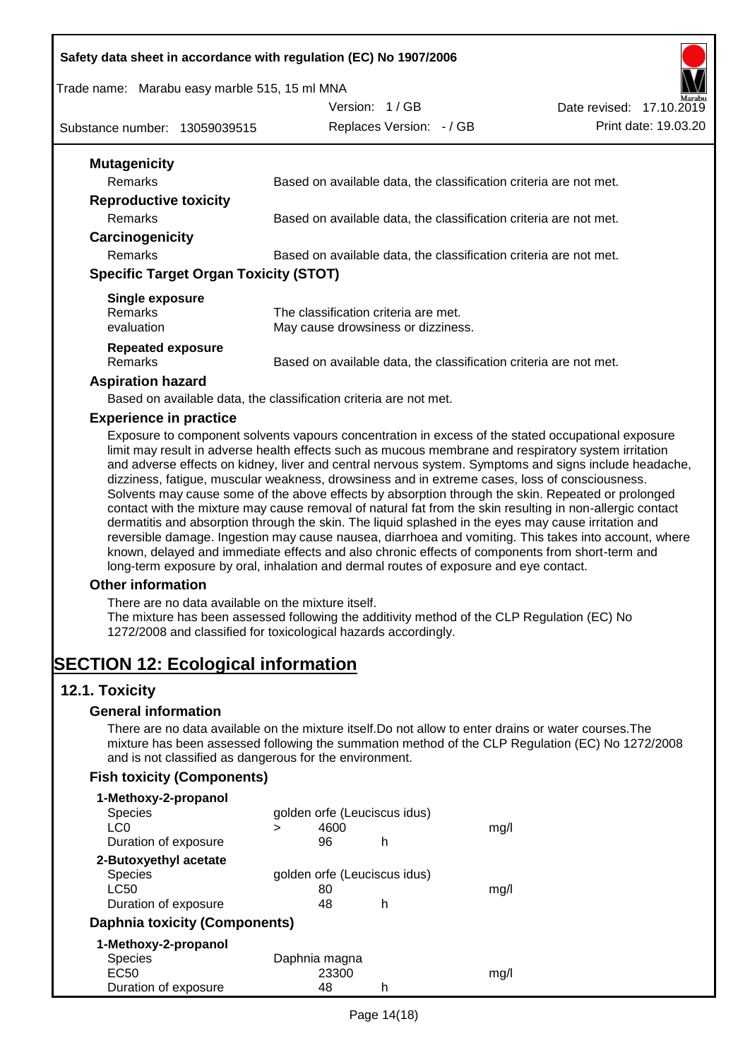### Mutagenicity

| | |
|---|---|
| Remarks | Based on available data, the classification criteria are not met. |

### Reproductive toxicity

| | |
|---|---|
| Remarks | Based on available data, the classification criteria are not met. |

### Carcinogenicity

| | |
|---|---|
| Remarks | Based on available data, the classification criteria are not met. |

### Specific Target Organ Toxicity (STOT)

**Single exposure**

| | |
|---|---|
| Remarks | The classification criteria are met. |
| evaluation | May cause drowsiness or dizziness. |

**Repeated exposure**

| | |
|---|---|
| Remarks | Based on available data, the classification criteria are not met. |

### Aspiration hazard

Based on available data, the classification criteria are not met.

### Experience in practice

Exposure to component solvents vapours concentration in excess of the stated occupational exposure limit may result in adverse health effects such as mucous membrane and respiratory system irritation and adverse effects on kidney, liver and central nervous system. Symptoms and signs include headache, dizziness, fatigue, muscular weakness, drowsiness and in extreme cases, loss of consciousness. Solvents may cause some of the above effects by absorption through the skin. Repeated or prolonged contact with the mixture may cause removal of natural fat from the skin resulting in non-allergic contact dermatitis and absorption through the skin. The liquid splashed in the eyes may cause irritation and reversible damage. Ingestion may cause nausea, diarrhoea and vomiting. This takes into account, where known, delayed and immediate effects and also chronic effects of components from short-term and long-term exposure by oral, inhalation and dermal routes of exposure and eye contact.

### Other information

There are no data available on the mixture itself.
The mixture has been assessed following the additivity method of the CLP Regulation (EC) No 1272/2008 and classified for toxicological hazards accordingly.

# SECTION 12: Ecological information

## 12.1. Toxicity

### General information

There are no data available on the mixture itself.Do not allow to enter drains or water courses.The mixture has been assessed following the summation method of the CLP Regulation (EC) No 1272/2008 and is not classified as dangerous for the environment.

### Fish toxicity (Components)

**1-Methoxy-2-propanol**

| | | | | |
|---|---|---|---|---|
| Species | golden orfe (Leuciscus idus) | | | |
| LC0 | > | 4600 | | mg/l |
| Duration of exposure | | 96 | h | |

**2-Butoxyethyl acetate**

| | | | | |
|---|---|---|---|---|
| Species | golden orfe (Leuciscus idus) | | | |
| LC50 | | 80 | | mg/l |
| Duration of exposure | | 48 | h | |

### Daphnia toxicity (Components)

**1-Methoxy-2-propanol**

| | | | | |
|---|---|---|---|---|
| Species | Daphnia magna | | | |
| EC50 | | 23300 | | mg/l |
| Duration of exposure | | 48 | h | |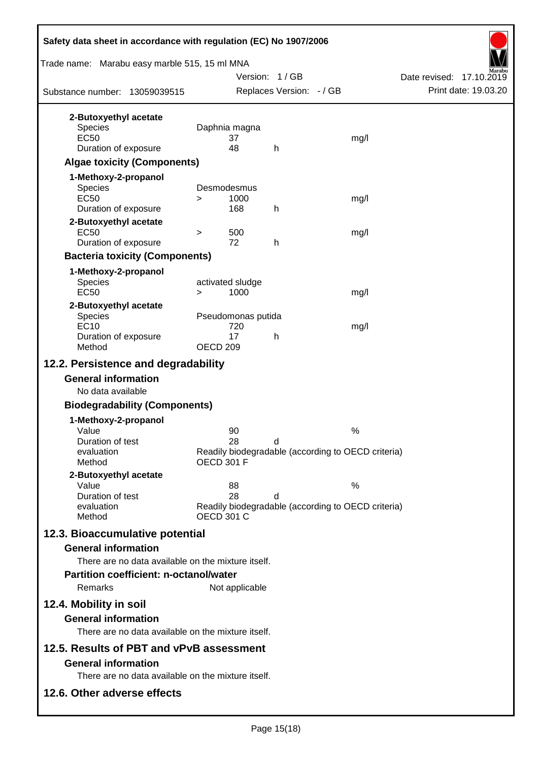**2-Butoxyethyl acetate**

| | | | |
|---|---|---|---|
| Species | Daphnia magna | | |
| EC50 | 37 | | mg/l |
| Duration of exposure | 48 | h | |

### Algae toxicity (Components)

**1-Methoxy-2-propanol**

| | | | |
|---|---|---|---|
| Species | Desmodesmus | | |
| EC50 | > 1000 | | mg/l |
| Duration of exposure | 168 | h | |

**2-Butoxyethyl acetate**

| | | | |
|---|---|---|---|
| EC50 | > 500 | | mg/l |
| Duration of exposure | 72 | h | |

### Bacteria toxicity (Components)

**1-Methoxy-2-propanol**

| | | | |
|---|---|---|---|
| Species | activated sludge | | |
| EC50 | > 1000 | | mg/l |

**2-Butoxyethyl acetate**

| | | | |
|---|---|---|---|
| Species | Pseudomonas putida | | |
| EC10 | 720 | | mg/l |
| Duration of exposure | 17 | h | |
| Method | OECD 209 | | |

## 12.2. Persistence and degradability

### General information

No data available

### Biodegradability (Components)

**1-Methoxy-2-propanol**

| | | | |
|---|---|---|---|
| Value | 90 | | % |
| Duration of test | 28 | d | |
| evaluation | Readily biodegradable (according to OECD criteria) | | |
| Method | OECD 301 F | | |

**2-Butoxyethyl acetate**

| | | | |
|---|---|---|---|
| Value | 88 | | % |
| Duration of test | 28 | d | |
| evaluation | Readily biodegradable (according to OECD criteria) | | |
| Method | OECD 301 C | | |

## 12.3. Bioaccumulative potential

### General information

There are no data available on the mixture itself.

### Partition coefficient: n-octanol/water

Remarks Not applicable

## 12.4. Mobility in soil

### General information

There are no data available on the mixture itself.

## 12.5. Results of PBT and vPvB assessment

### General information

There are no data available on the mixture itself.

## 12.6. Other adverse effects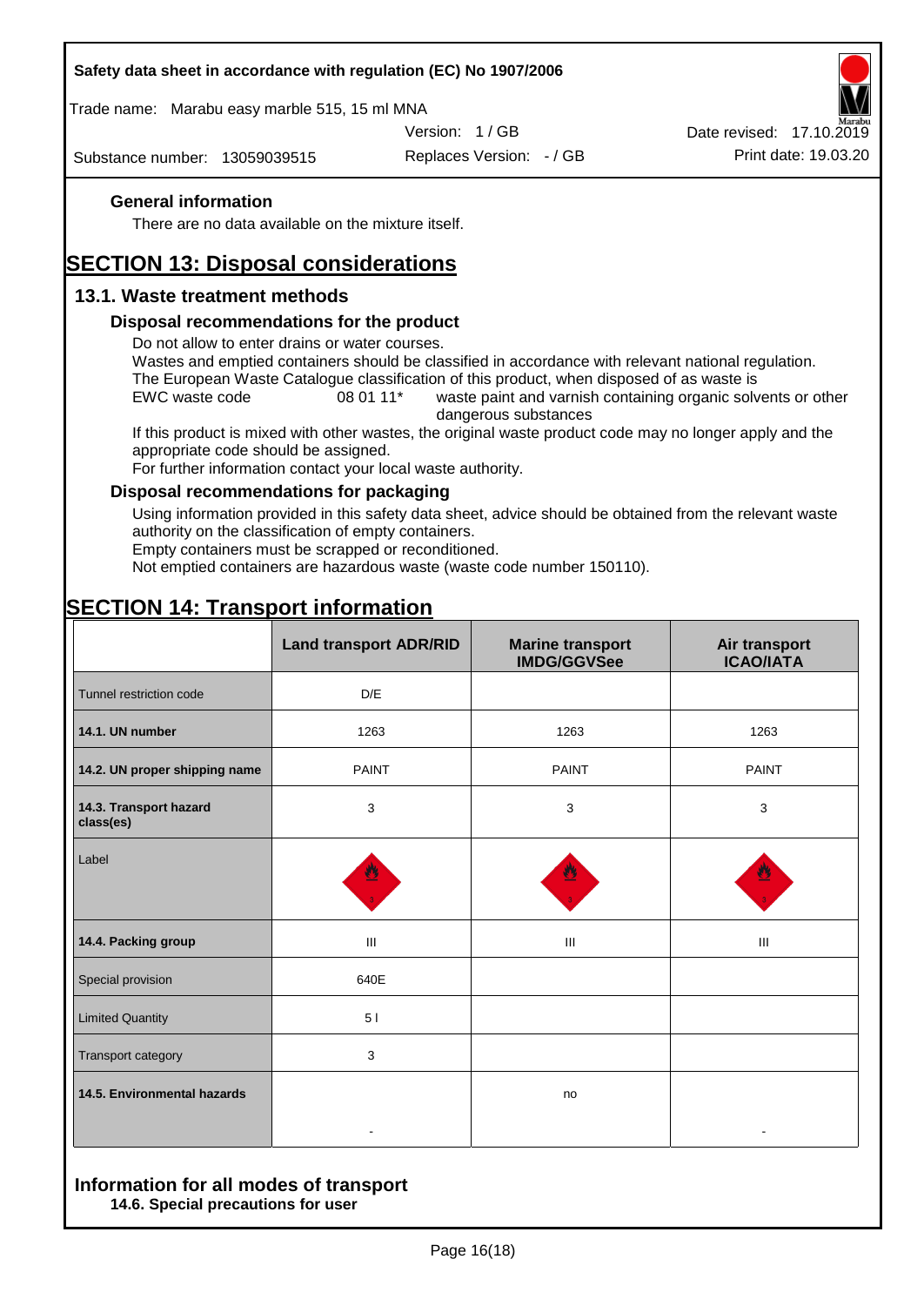### General information

There are no data available on the mixture itself.

# SECTION 13: Disposal considerations

## 13.1. Waste treatment methods

### Disposal recommendations for the product

Do not allow to enter drains or water courses.
Wastes and emptied containers should be classified in accordance with relevant national regulation.
The European Waste Catalogue classification of this product, when disposed of as waste is

EWC waste code 08 01 11* waste paint and varnish containing organic solvents or other dangerous substances

If this product is mixed with other wastes, the original waste product code may no longer apply and the appropriate code should be assigned.
For further information contact your local waste authority.

### Disposal recommendations for packaging

Using information provided in this safety data sheet, advice should be obtained from the relevant waste authority on the classification of empty containers.
Empty containers must be scrapped or reconditioned.
Not emptied containers are hazardous waste (waste code number 150110).

# SECTION 14: Transport information

| | Land transport ADR/RID | Marine transport IMDG/GGVSee | Air transport ICAO/IATA |
|---|---|---|---|
| Tunnel restriction code | D/E | | |
| **14.1. UN number** | 1263 | 1263 | 1263 |
| **14.2. UN proper shipping name** | PAINT | PAINT | PAINT |
| **14.3. Transport hazard class(es)** | 3 | 3 | 3 |
| Label | | | |
| **14.4. Packing group** | III | III | III |
| Special provision | 640E | | |
| Limited Quantity | 5 l | | |
| Transport category | 3 | | |
| **14.5. Environmental hazards** | - | no | - |

## Information for all modes of transport

### 14.6. Special precautions for user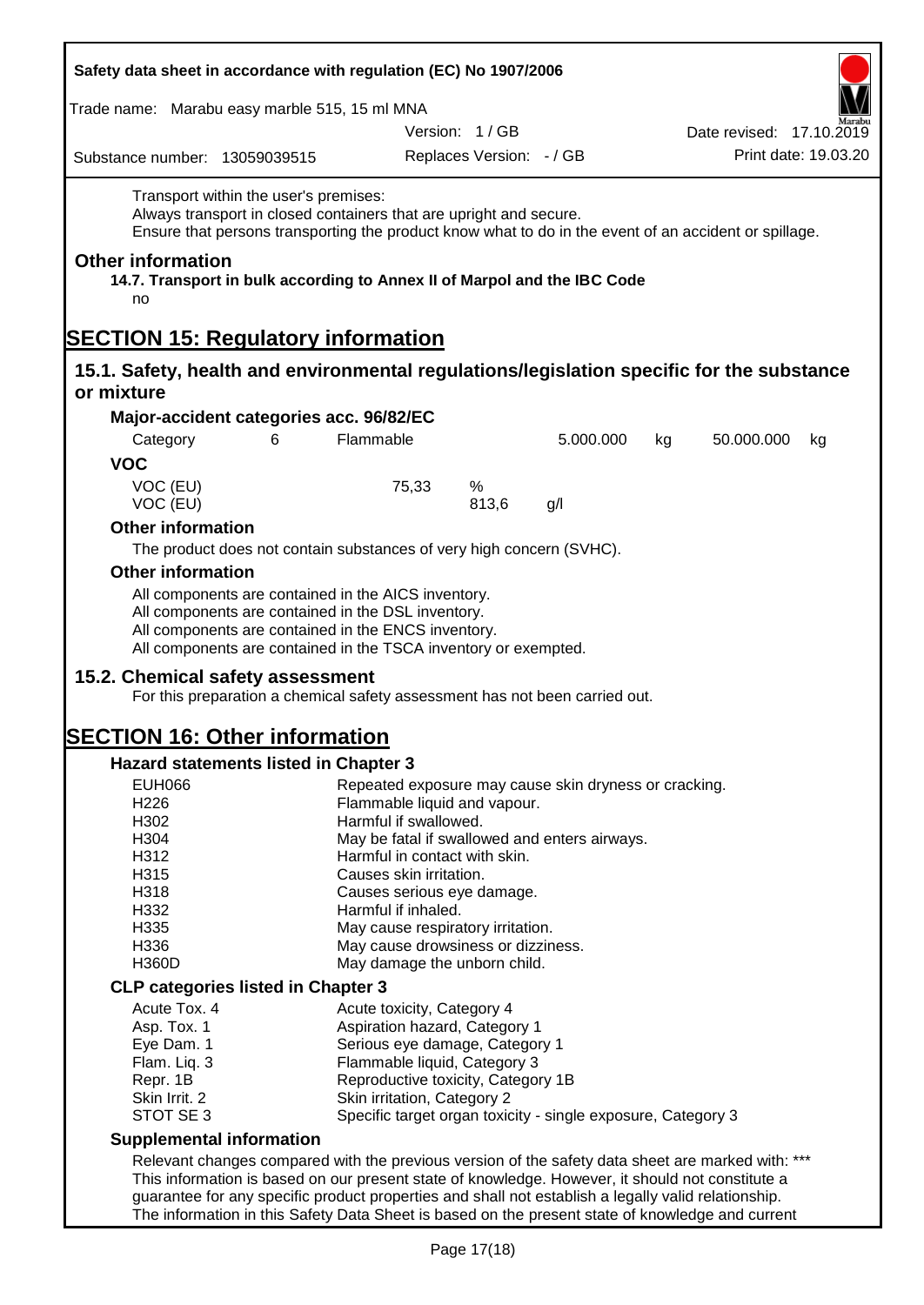Transport within the user's premises:
Always transport in closed containers that are upright and secure.
Ensure that persons transporting the product know what to do in the event of an accident or spillage.

### Other information

**14.7. Transport in bulk according to Annex II of Marpol and the IBC Code**

no

# SECTION 15: Regulatory information

## 15.1. Safety, health and environmental regulations/legislation specific for the substance or mixture

### Major-accident categories acc. 96/82/EC

| Category | 6 | Flammable | 5.000.000 | kg | 50.000.000 | kg |
|---|---|---|---|---|---|---|

### VOC

| | | | |
|---|---|---|---|
| VOC (EU) | 75,33 | % | |
| VOC (EU) | | 813,6 | g/l |

### Other information

The product does not contain substances of very high concern (SVHC).

### Other information

All components are contained in the AICS inventory.
All components are contained in the DSL inventory.
All components are contained in the ENCS inventory.
All components are contained in the TSCA inventory or exempted.

## 15.2. Chemical safety assessment

For this preparation a chemical safety assessment has not been carried out.

# SECTION 16: Other information

### Hazard statements listed in Chapter 3

| | |
|---|---|
| EUH066 | Repeated exposure may cause skin dryness or cracking. |
| H226 | Flammable liquid and vapour. |
| H302 | Harmful if swallowed. |
| H304 | May be fatal if swallowed and enters airways. |
| H312 | Harmful in contact with skin. |
| H315 | Causes skin irritation. |
| H318 | Causes serious eye damage. |
| H332 | Harmful if inhaled. |
| H335 | May cause respiratory irritation. |
| H336 | May cause drowsiness or dizziness. |
| H360D | May damage the unborn child. |

### CLP categories listed in Chapter 3

| | |
|---|---|
| Acute Tox. 4 | Acute toxicity, Category 4 |
| Asp. Tox. 1 | Aspiration hazard, Category 1 |
| Eye Dam. 1 | Serious eye damage, Category 1 |
| Flam. Liq. 3 | Flammable liquid, Category 3 |
| Repr. 1B | Reproductive toxicity, Category 1B |
| Skin Irrit. 2 | Skin irritation, Category 2 |
| STOT SE 3 | Specific target organ toxicity - single exposure, Category 3 |

### Supplemental information

Relevant changes compared with the previous version of the safety data sheet are marked with: ***
This information is based on our present state of knowledge. However, it should not constitute a guarantee for any specific product properties and shall not establish a legally valid relationship.
The information in this Safety Data Sheet is based on the present state of knowledge and current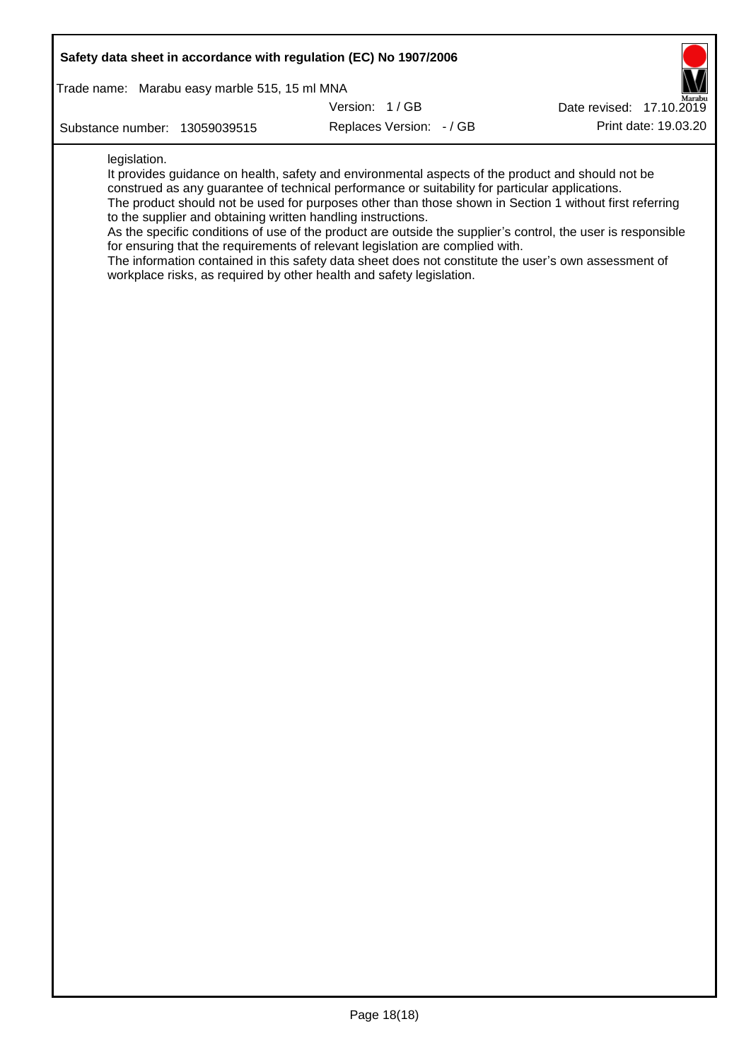legislation.
It provides guidance on health, safety and environmental aspects of the product and should not be construed as any guarantee of technical performance or suitability for particular applications.
The product should not be used for purposes other than those shown in Section 1 without first referring to the supplier and obtaining written handling instructions.
As the specific conditions of use of the product are outside the supplier's control, the user is responsible for ensuring that the requirements of relevant legislation are complied with.
The information contained in this safety data sheet does not constitute the user's own assessment of workplace risks, as required by other health and safety legislation.